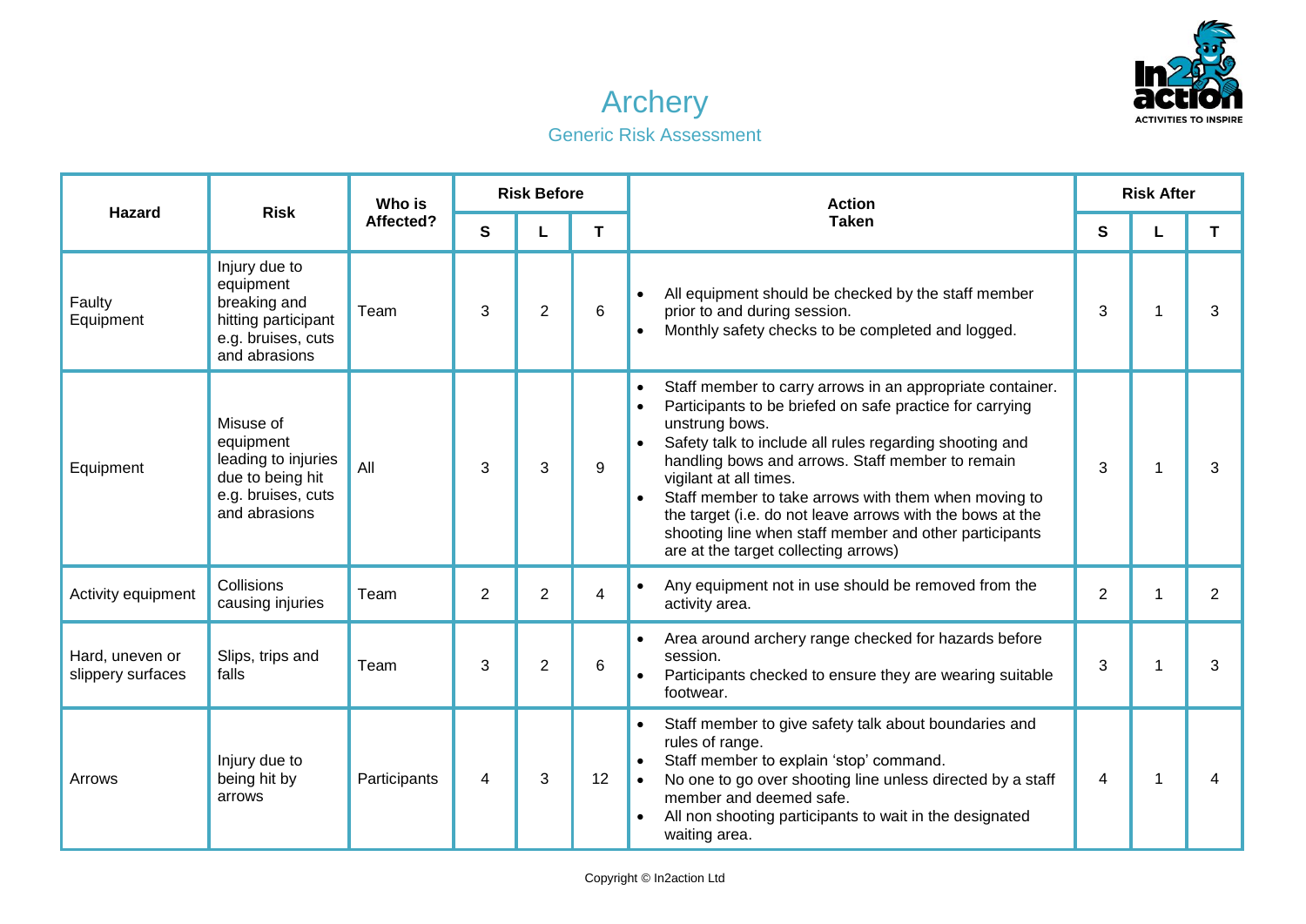# Archery

## Generic Risk Assessment

| Hazard | Risk | Who is Affected? | Risk Before | | | Action Taken | Risk After | | |
|---|---|---|---|---|---|---|---|---|---|
| | | | S | L | T | | S | L | T |
| Faulty Equipment | Injury due to equipment breaking and hitting participant e.g. bruises, cuts and abrasions | Team | 3 | 2 | 6 | • All equipment should be checked by the staff member prior to and during session.<br>• Monthly safety checks to be completed and logged. | 3 | 1 | 3 |
| Equipment | Misuse of equipment leading to injuries due to being hit e.g. bruises, cuts and abrasions | All | 3 | 3 | 9 | • Staff member to carry arrows in an appropriate container.<br>• Participants to be briefed on safe practice for carrying unstrung bows.<br>• Safety talk to include all rules regarding shooting and handling bows and arrows. Staff member to remain vigilant at all times.<br>• Staff member to take arrows with them when moving to the target (i.e. do not leave arrows with the bows at the shooting line when staff member and other participants are at the target collecting arrows) | 3 | 1 | 3 |
| Activity equipment | Collisions causing injuries | Team | 2 | 2 | 4 | • Any equipment not in use should be removed from the activity area. | 2 | 1 | 2 |
| Hard, uneven or slippery surfaces | Slips, trips and falls | Team | 3 | 2 | 6 | • Area around archery range checked for hazards before session.<br>• Participants checked to ensure they are wearing suitable footwear. | 3 | 1 | 3 |
| Arrows | Injury due to being hit by arrows | Participants | 4 | 3 | 12 | • Staff member to give safety talk about boundaries and rules of range.<br>• Staff member to explain 'stop' command.<br>• No one to go over shooting line unless directed by a staff member and deemed safe.<br>• All non shooting participants to wait in the designated waiting area. | 4 | 1 | 4 |

Copyright © In2action Ltd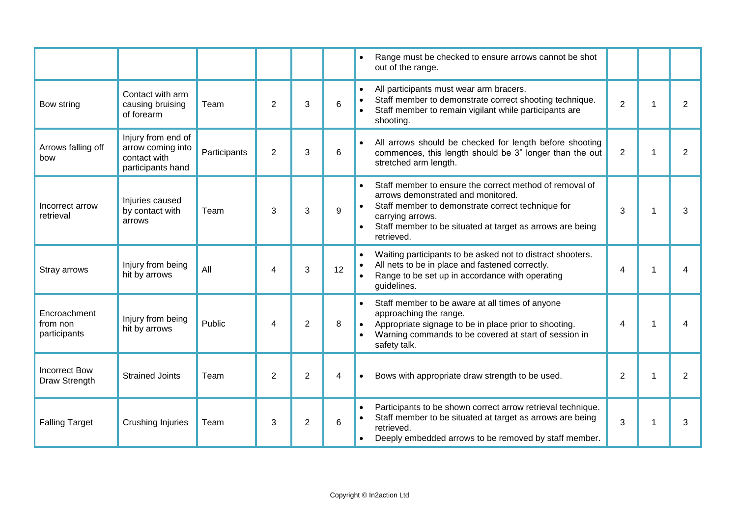| | | | | | | | | | |
|---|---|---|---|---|---|---|---|---|---|
| | | | | | | • Range must be checked to ensure arrows cannot be shot out of the range. | | | |
| Bow string | Contact with arm causing bruising of forearm | Team | 2 | 3 | 6 | • All participants must wear arm bracers.<br>• Staff member to demonstrate correct shooting technique.<br>• Staff member to remain vigilant while participants are shooting. | 2 | 1 | 2 |
| Arrows falling off bow | Injury from end of arrow coming into contact with participants hand | Participants | 2 | 3 | 6 | • All arrows should be checked for length before shooting commences, this length should be 3" longer than the out stretched arm length. | 2 | 1 | 2 |
| Incorrect arrow retrieval | Injuries caused by contact with arrows | Team | 3 | 3 | 9 | • Staff member to ensure the correct method of removal of arrows demonstrated and monitored.<br>• Staff member to demonstrate correct technique for carrying arrows.<br>• Staff member to be situated at target as arrows are being retrieved. | 3 | 1 | 3 |
| Stray arrows | Injury from being hit by arrows | All | 4 | 3 | 12 | • Waiting participants to be asked not to distract shooters.<br>• All nets to be in place and fastened correctly.<br>• Range to be set up in accordance with operating guidelines. | 4 | 1 | 4 |
| Encroachment from non participants | Injury from being hit by arrows | Public | 4 | 2 | 8 | • Staff member to be aware at all times of anyone approaching the range.<br>• Appropriate signage to be in place prior to shooting.<br>• Warning commands to be covered at start of session in safety talk. | 4 | 1 | 4 |
| Incorrect Bow Draw Strength | Strained Joints | Team | 2 | 2 | 4 | • Bows with appropriate draw strength to be used. | 2 | 1 | 2 |
| Falling Target | Crushing Injuries | Team | 3 | 2 | 6 | • Participants to be shown correct arrow retrieval technique.<br>• Staff member to be situated at target as arrows are being retrieved.<br>• Deeply embedded arrows to be removed by staff member. | 3 | 1 | 3 |

Copyright © In2action Ltd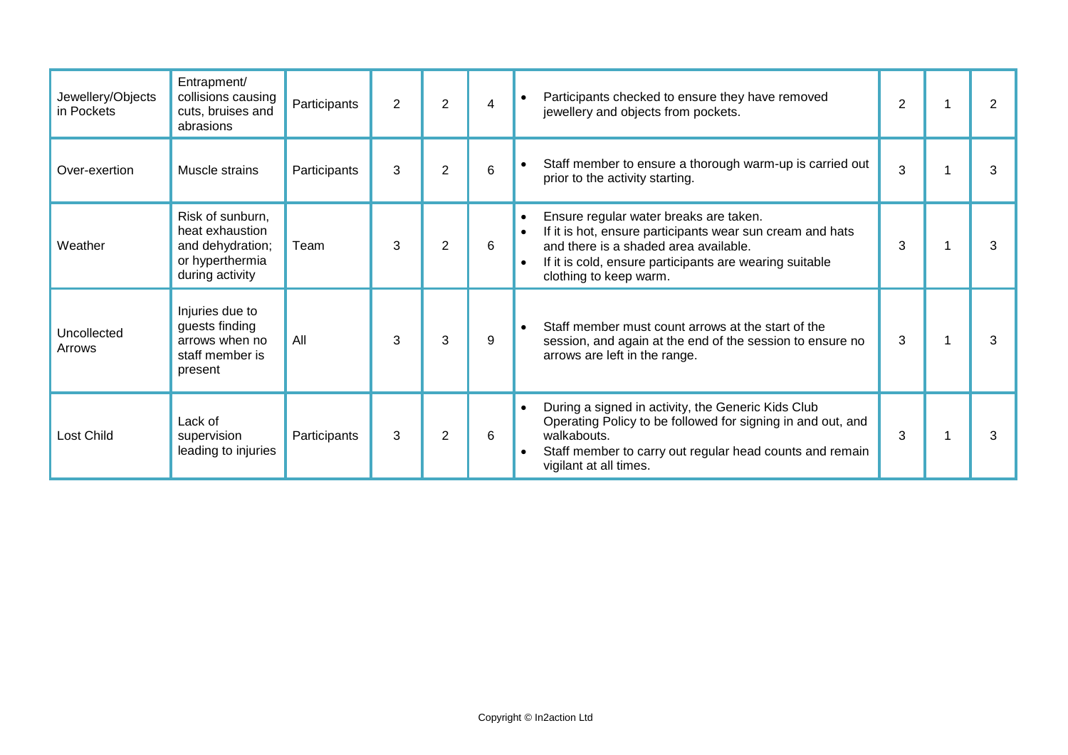| | | | | | | | | | |
|---|---|---|---|---|---|---|---|---|---|
| Jewellery/Objects in Pockets | Entrapment/ collisions causing cuts, bruises and abrasions | Participants | 2 | 2 | 4 | • Participants checked to ensure they have removed jewellery and objects from pockets. | 2 | 1 | 2 |
| Over-exertion | Muscle strains | Participants | 3 | 2 | 6 | • Staff member to ensure a thorough warm-up is carried out prior to the activity starting. | 3 | 1 | 3 |
| Weather | Risk of sunburn, heat exhaustion and dehydration; or hyperthermia during activity | Team | 3 | 2 | 6 | • Ensure regular water breaks are taken.<br>• If it is hot, ensure participants wear sun cream and hats and there is a shaded area available.<br>• If it is cold, ensure participants are wearing suitable clothing to keep warm. | 3 | 1 | 3 |
| Uncollected Arrows | Injuries due to guests finding arrows when no staff member is present | All | 3 | 3 | 9 | • Staff member must count arrows at the start of the session, and again at the end of the session to ensure no arrows are left in the range. | 3 | 1 | 3 |
| Lost Child | Lack of supervision leading to injuries | Participants | 3 | 2 | 6 | • During a signed in activity, the Generic Kids Club Operating Policy to be followed for signing in and out, and walkabouts.<br>• Staff member to carry out regular head counts and remain vigilant at all times. | 3 | 1 | 3 |

Copyright © In2action Ltd